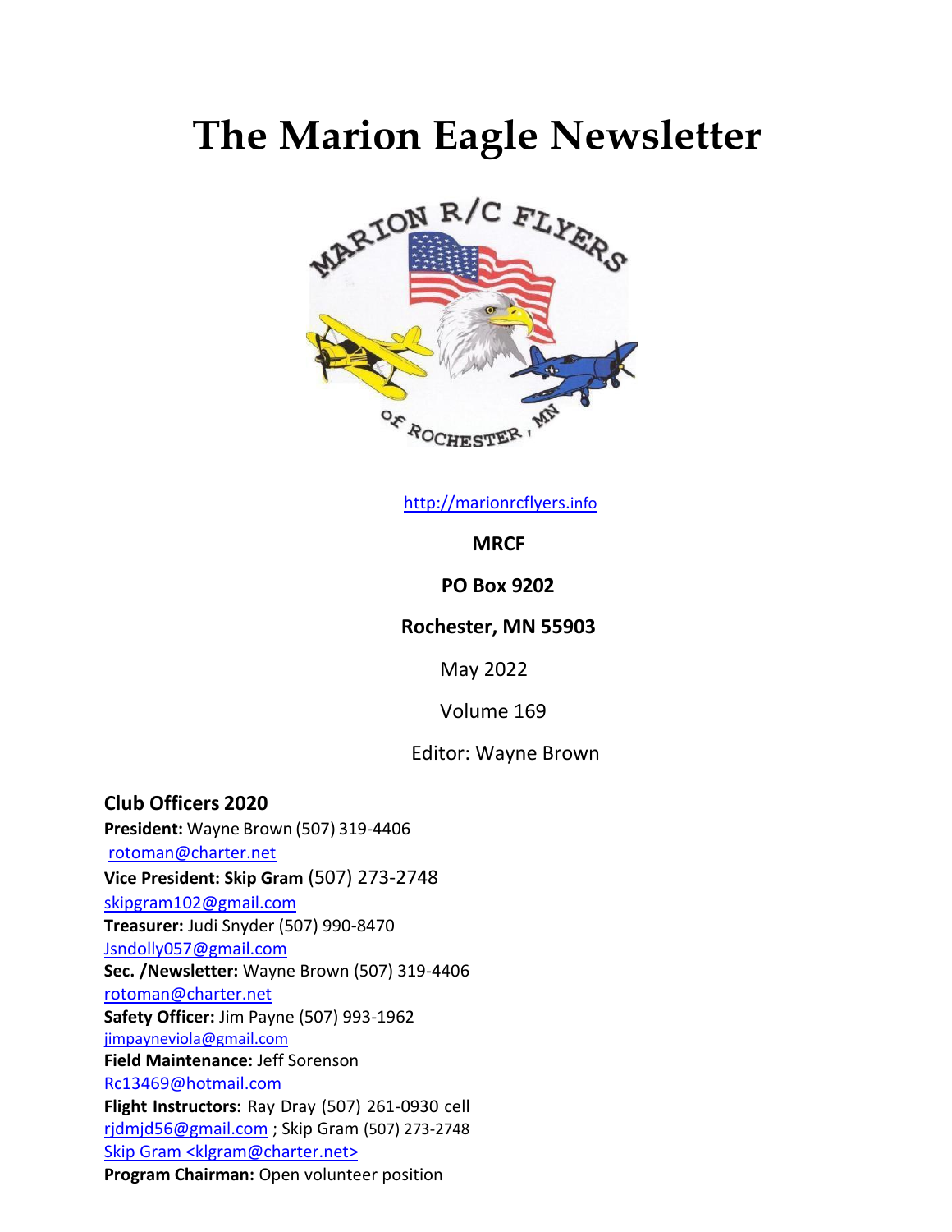# The Marion Eagle Newsletter

http://marionrcflyers.info

**MRCF**

**PO Box 9202**

**Rochester, MN 55903**

May 2022

Volume 169

Editor: Wayne Brown

## Club Officers 2020

**President:** Wayne Brown (507) 319-4406
rotoman@charter.net

**Vice President: Skip Gram** (507) 273-2748
skipgram102@gmail.com

**Treasurer:** Judi Snyder (507) 990-8470
Jsndolly057@gmail.com

**Sec. /Newsletter:** Wayne Brown (507) 319-4406
rotoman@charter.net

**Safety Officer:** Jim Payne (507) 993-1962
jimpayneviola@gmail.com

**Field Maintenance:** Jeff Sorenson
Rc13469@hotmail.com

**Flight Instructors:** Ray Dray (507) 261-0930 cell
rjdmjd56@gmail.com ; Skip Gram (507) 273-2748
Skip Gram <klgram@charter.net>

**Program Chairman:** Open volunteer position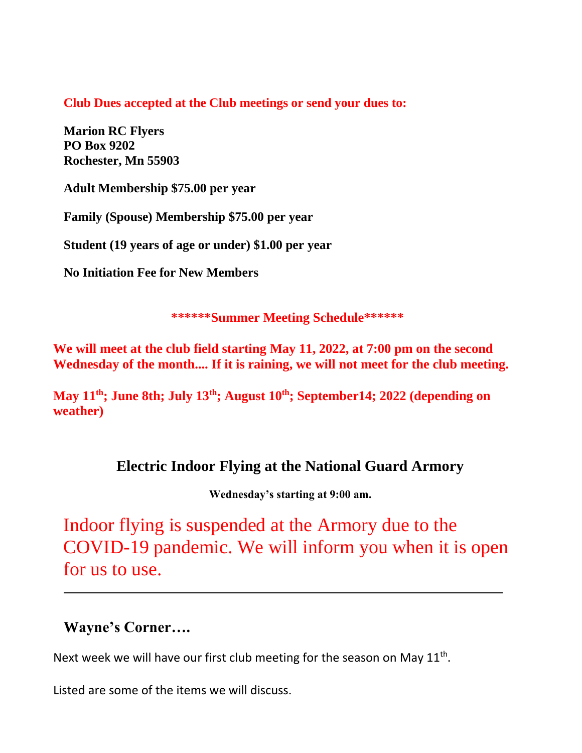**Club Dues accepted at the Club meetings or send your dues to:**

**Marion RC Flyers**
**PO Box 9202**
**Rochester, Mn 55903**

**Adult Membership $75.00 per year**

**Family (Spouse) Membership $75.00 per year**

**Student (19 years of age or under) $1.00 per year**

**No Initiation Fee for New Members**

**\*\*\*\*\*\*Summer Meeting Schedule\*\*\*\*\*\***

**We will meet at the club field starting May 11, 2022, at 7:00 pm on the second Wednesday of the month.... If it is raining, we will not meet for the club meeting.**

**May 11th; June 8th; July 13th; August 10th; September14; 2022 (depending on weather)**

## Electric Indoor Flying at the National Guard Armory

**Wednesday's starting at 9:00 am.**

Indoor flying is suspended at the Armory due to the COVID-19 pandemic. We will inform you when it is open for us to use.

---

### Wayne's Corner….

Next week we will have our first club meeting for the season on May 11th.

Listed are some of the items we will discuss.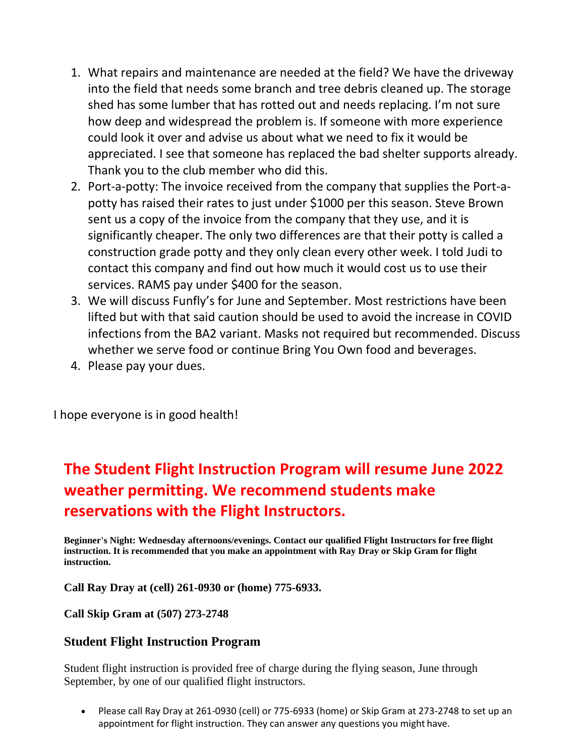1. What repairs and maintenance are needed at the field? We have the driveway into the field that needs some branch and tree debris cleaned up. The storage shed has some lumber that has rotted out and needs replacing. I'm not sure how deep and widespread the problem is. If someone with more experience could look it over and advise us about what we need to fix it would be appreciated. I see that someone has replaced the bad shelter supports already. Thank you to the club member who did this.
2. Port-a-potty: The invoice received from the company that supplies the Port-a-potty has raised their rates to just under $1000 per this season. Steve Brown sent us a copy of the invoice from the company that they use, and it is significantly cheaper. The only two differences are that their potty is called a construction grade potty and they only clean every other week. I told Judi to contact this company and find out how much it would cost us to use their services. RAMS pay under $400 for the season.
3. We will discuss Funfly's for June and September. Most restrictions have been lifted but with that said caution should be used to avoid the increase in COVID infections from the BA2 variant. Masks not required but recommended. Discuss whether we serve food or continue Bring You Own food and beverages.
4. Please pay your dues.

I hope everyone is in good health!

## The Student Flight Instruction Program will resume June 2022 weather permitting. We recommend students make reservations with the Flight Instructors.

**Beginner's Night: Wednesday afternoons/evenings. Contact our qualified Flight Instructors for free flight instruction. It is recommended that you make an appointment with Ray Dray or Skip Gram for flight instruction.**

**Call Ray Dray at (cell) 261-0930 or (home) 775-6933.**

**Call Skip Gram at (507) 273-2748**

### Student Flight Instruction Program

Student flight instruction is provided free of charge during the flying season, June through September, by one of our qualified flight instructors.

- Please call Ray Dray at 261-0930 (cell) or 775-6933 (home) or Skip Gram at 273-2748 to set up an appointment for flight instruction. They can answer any questions you might have.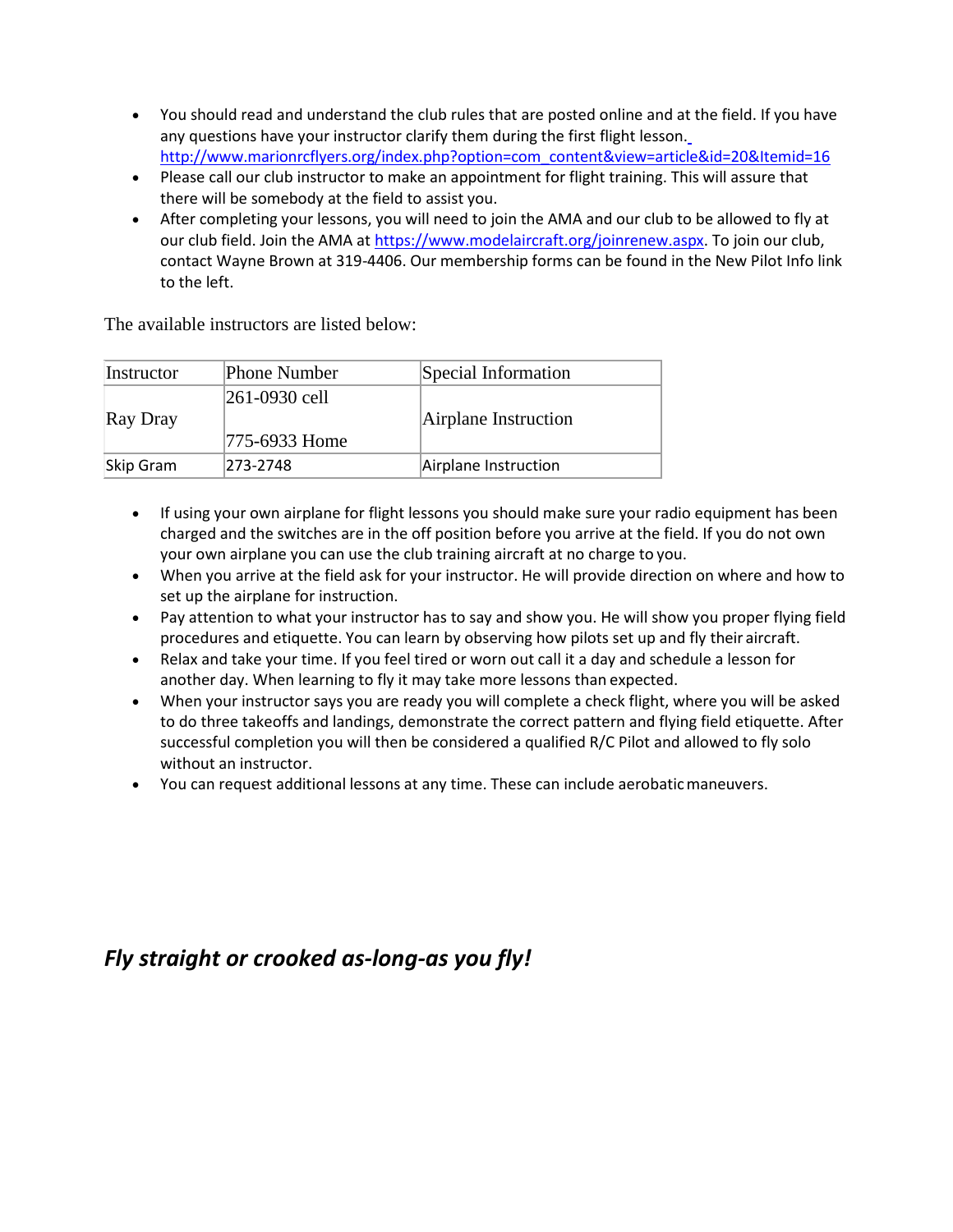- You should read and understand the club rules that are posted online and at the field. If you have any questions have your instructor clarify them during the first flight lesson. http://www.marionrcflyers.org/index.php?option=com_content&view=article&id=20&Itemid=16
- Please call our club instructor to make an appointment for flight training. This will assure that there will be somebody at the field to assist you.
- After completing your lessons, you will need to join the AMA and our club to be allowed to fly at our club field. Join the AMA at https://www.modelaircraft.org/joinrenew.aspx. To join our club, contact Wayne Brown at 319-4406. Our membership forms can be found in the New Pilot Info link to the left.

The available instructors are listed below:

| Instructor | Phone Number | Special Information |
|---|---|---|
| Ray Dray | 261-0930 cell<br><br>775-6933 Home | Airplane Instruction |
| Skip Gram | 273-2748 | Airplane Instruction |

- If using your own airplane for flight lessons you should make sure your radio equipment has been charged and the switches are in the off position before you arrive at the field. If you do not own your own airplane you can use the club training aircraft at no charge to you.
- When you arrive at the field ask for your instructor. He will provide direction on where and how to set up the airplane for instruction.
- Pay attention to what your instructor has to say and show you. He will show you proper flying field procedures and etiquette. You can learn by observing how pilots set up and fly their aircraft.
- Relax and take your time. If you feel tired or worn out call it a day and schedule a lesson for another day. When learning to fly it may take more lessons than expected.
- When your instructor says you are ready you will complete a check flight, where you will be asked to do three takeoffs and landings, demonstrate the correct pattern and flying field etiquette. After successful completion you will then be considered a qualified R/C Pilot and allowed to fly solo without an instructor.
- You can request additional lessons at any time. These can include aerobatic maneuvers.

***Fly straight or crooked as-long-as you fly!***